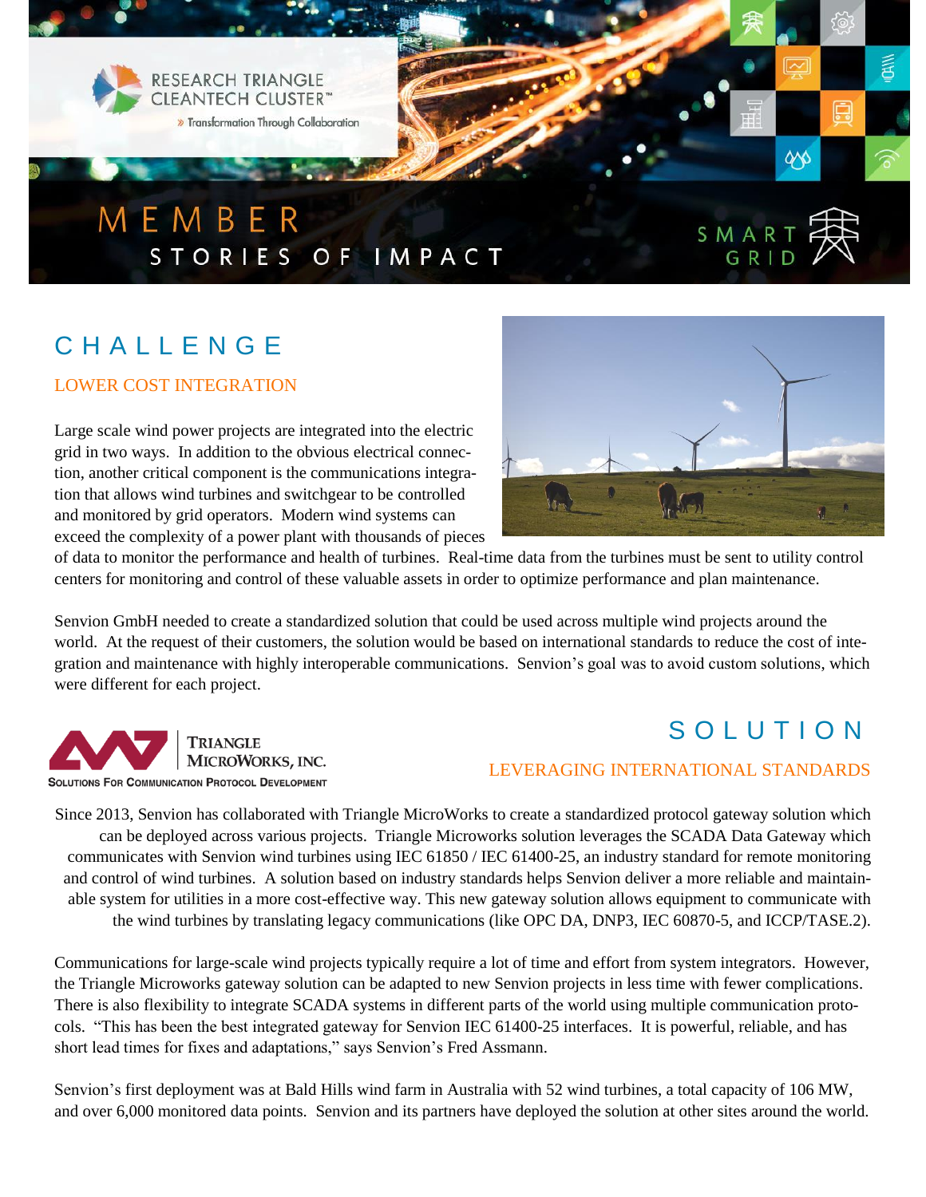RESEARCH TRIANGLE CLEANTECH CLUSTER™

» Transformation Through Collaboration

# MEMBER STORIES OF IMPACT

SMART GRID

## CHALLENGE

### LOWER COST INTEGRATION

Large scale wind power projects are integrated into the electric grid in two ways. In addition to the obvious electrical connection, another critical component is the communications integration that allows wind turbines and switchgear to be controlled and monitored by grid operators. Modern wind systems can exceed the complexity of a power plant with thousands of pieces of data to monitor the performance and health of turbines. Real-time data from the turbines must be sent to utility control centers for monitoring and control of these valuable assets in order to optimize performance and plan maintenance.

Senvion GmbH needed to create a standardized solution that could be used across multiple wind projects around the world. At the request of their customers, the solution would be based on international standards to reduce the cost of integration and maintenance with highly interoperable communications. Senvion's goal was to avoid custom solutions, which were different for each project.

TRIANGLE MICROWORKS, INC.
SOLUTIONS FOR COMMUNICATION PROTOCOL DEVELOPMENT

## SOLUTION

### LEVERAGING INTERNATIONAL STANDARDS

Since 2013, Senvion has collaborated with Triangle MicroWorks to create a standardized protocol gateway solution which can be deployed across various projects. Triangle Microworks solution leverages the SCADA Data Gateway which communicates with Senvion wind turbines using IEC 61850 / IEC 61400-25, an industry standard for remote monitoring and control of wind turbines. A solution based on industry standards helps Senvion deliver a more reliable and maintainable system for utilities in a more cost-effective way. This new gateway solution allows equipment to communicate with the wind turbines by translating legacy communications (like OPC DA, DNP3, IEC 60870-5, and ICCP/TASE.2).

Communications for large-scale wind projects typically require a lot of time and effort from system integrators. However, the Triangle Microworks gateway solution can be adapted to new Senvion projects in less time with fewer complications. There is also flexibility to integrate SCADA systems in different parts of the world using multiple communication protocols. "This has been the best integrated gateway for Senvion IEC 61400-25 interfaces. It is powerful, reliable, and has short lead times for fixes and adaptations," says Senvion's Fred Assmann.

Senvion's first deployment was at Bald Hills wind farm in Australia with 52 wind turbines, a total capacity of 106 MW, and over 6,000 monitored data points. Senvion and its partners have deployed the solution at other sites around the world.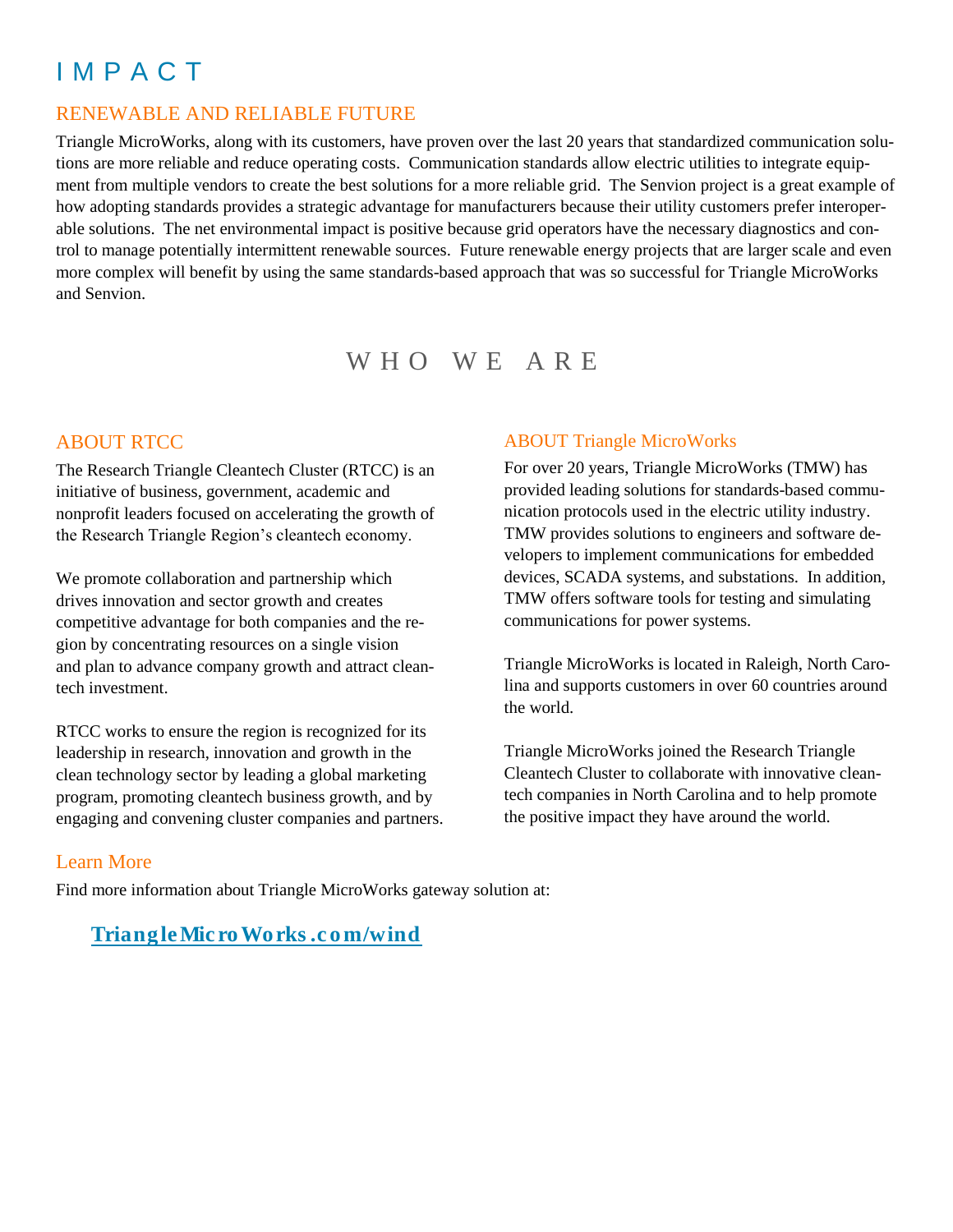# IMPACT

## RENEWABLE AND RELIABLE FUTURE

Triangle MicroWorks, along with its customers, have proven over the last 20 years that standardized communication solutions are more reliable and reduce operating costs. Communication standards allow electric utilities to integrate equipment from multiple vendors to create the best solutions for a more reliable grid. The Senvion project is a great example of how adopting standards provides a strategic advantage for manufacturers because their utility customers prefer interoperable solutions. The net environmental impact is positive because grid operators have the necessary diagnostics and control to manage potentially intermittent renewable sources. Future renewable energy projects that are larger scale and even more complex will benefit by using the same standards-based approach that was so successful for Triangle MicroWorks and Senvion.

# WHO WE ARE

## ABOUT RTCC

The Research Triangle Cleantech Cluster (RTCC) is an initiative of business, government, academic and nonprofit leaders focused on accelerating the growth of the Research Triangle Region's cleantech economy.

We promote collaboration and partnership which drives innovation and sector growth and creates competitive advantage for both companies and the region by concentrating resources on a single vision and plan to advance company growth and attract cleantech investment.

RTCC works to ensure the region is recognized for its leadership in research, innovation and growth in the clean technology sector by leading a global marketing program, promoting cleantech business growth, and by engaging and convening cluster companies and partners.

## ABOUT Triangle MicroWorks

For over 20 years, Triangle MicroWorks (TMW) has provided leading solutions for standards-based communication protocols used in the electric utility industry. TMW provides solutions to engineers and software developers to implement communications for embedded devices, SCADA systems, and substations. In addition, TMW offers software tools for testing and simulating communications for power systems.

Triangle MicroWorks is located in Raleigh, North Carolina and supports customers in over 60 countries around the world.

Triangle MicroWorks joined the Research Triangle Cleantech Cluster to collaborate with innovative cleantech companies in North Carolina and to help promote the positive impact they have around the world.

## Learn More

Find more information about Triangle MicroWorks gateway solution at:

**TriangleMicroWorks.com/wind**